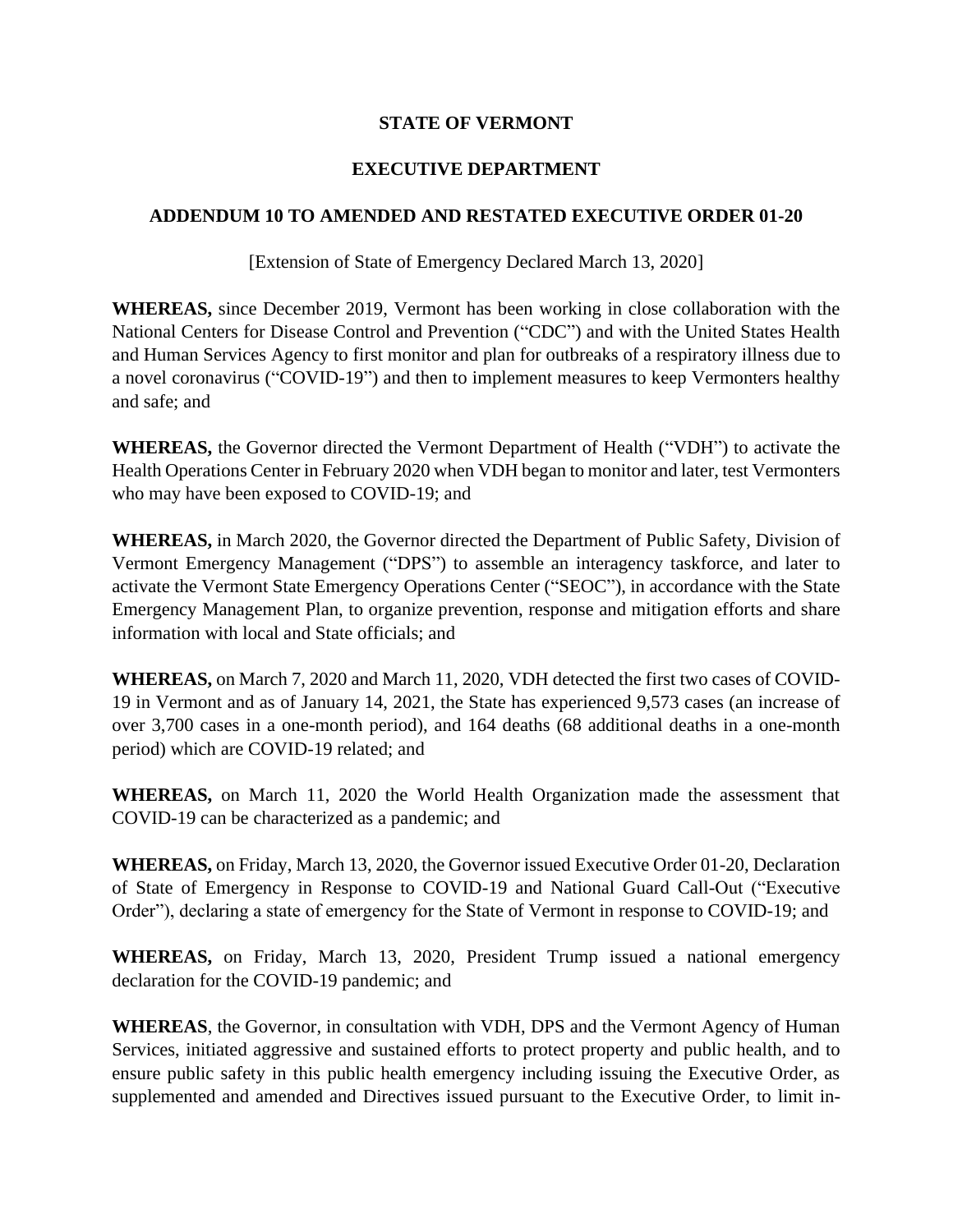**STATE OF VERMONT**

**EXECUTIVE DEPARTMENT**

**ADDENDUM 10 TO AMENDED AND RESTATED EXECUTIVE ORDER 01-20**

[Extension of State of Emergency Declared March 13, 2020]

**WHEREAS,** since December 2019, Vermont has been working in close collaboration with the National Centers for Disease Control and Prevention ("CDC") and with the United States Health and Human Services Agency to first monitor and plan for outbreaks of a respiratory illness due to a novel coronavirus ("COVID-19") and then to implement measures to keep Vermonters healthy and safe; and

**WHEREAS,** the Governor directed the Vermont Department of Health ("VDH") to activate the Health Operations Center in February 2020 when VDH began to monitor and later, test Vermonters who may have been exposed to COVID-19; and

**WHEREAS,** in March 2020, the Governor directed the Department of Public Safety, Division of Vermont Emergency Management ("DPS") to assemble an interagency taskforce, and later to activate the Vermont State Emergency Operations Center ("SEOC"), in accordance with the State Emergency Management Plan, to organize prevention, response and mitigation efforts and share information with local and State officials; and

**WHEREAS,** on March 7, 2020 and March 11, 2020, VDH detected the first two cases of COVID-19 in Vermont and as of January 14, 2021, the State has experienced 9,573 cases (an increase of over 3,700 cases in a one-month period), and 164 deaths (68 additional deaths in a one-month period) which are COVID-19 related; and

**WHEREAS,** on March 11, 2020 the World Health Organization made the assessment that COVID-19 can be characterized as a pandemic; and

**WHEREAS,** on Friday, March 13, 2020, the Governor issued Executive Order 01-20, Declaration of State of Emergency in Response to COVID-19 and National Guard Call-Out ("Executive Order"), declaring a state of emergency for the State of Vermont in response to COVID-19; and

**WHEREAS,** on Friday, March 13, 2020, President Trump issued a national emergency declaration for the COVID-19 pandemic; and

**WHEREAS**, the Governor, in consultation with VDH, DPS and the Vermont Agency of Human Services, initiated aggressive and sustained efforts to protect property and public health, and to ensure public safety in this public health emergency including issuing the Executive Order, as supplemented and amended and Directives issued pursuant to the Executive Order, to limit in-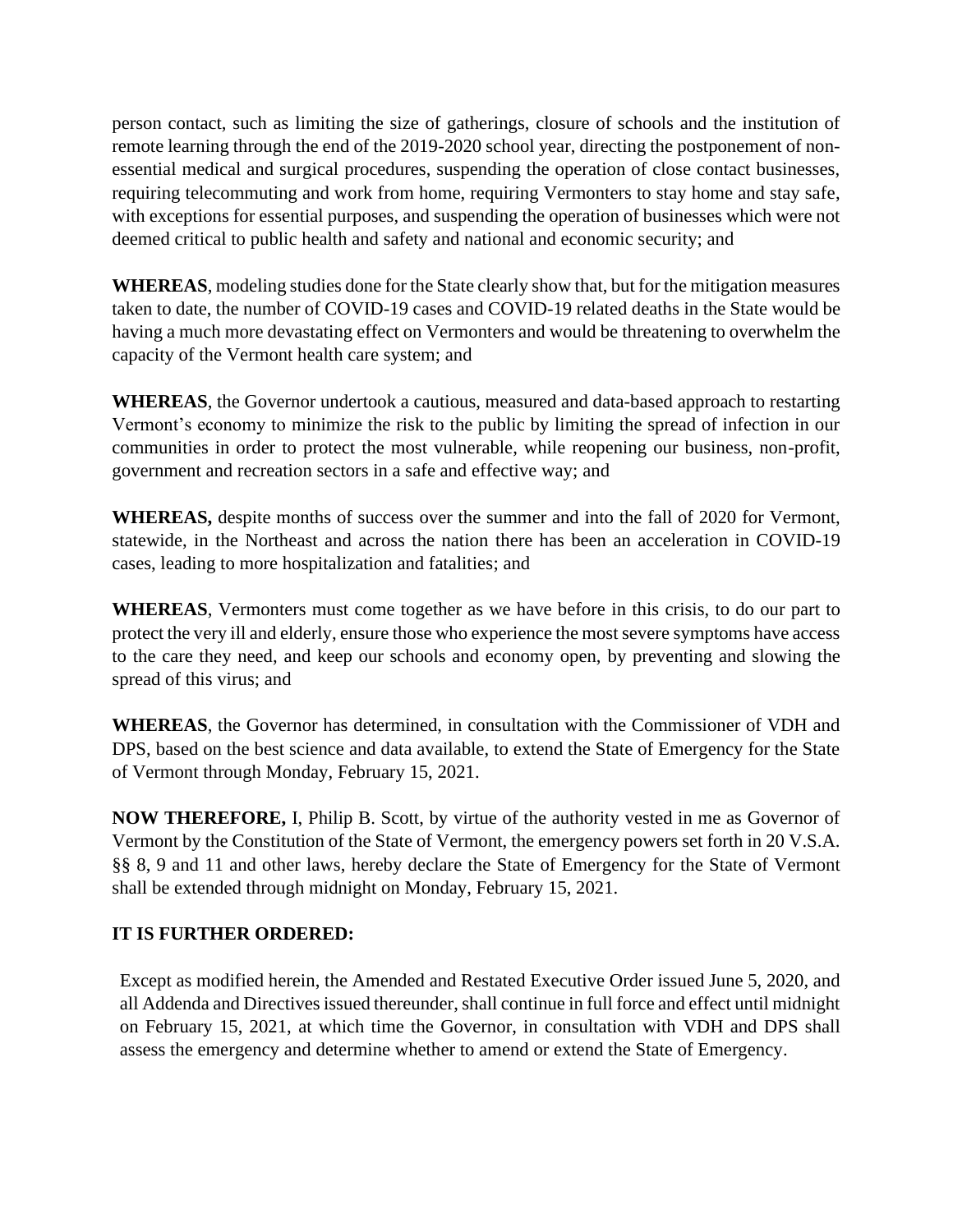person contact, such as limiting the size of gatherings, closure of schools and the institution of remote learning through the end of the 2019-2020 school year, directing the postponement of non-essential medical and surgical procedures, suspending the operation of close contact businesses, requiring telecommuting and work from home, requiring Vermonters to stay home and stay safe, with exceptions for essential purposes, and suspending the operation of businesses which were not deemed critical to public health and safety and national and economic security; and

**WHEREAS**, modeling studies done for the State clearly show that, but for the mitigation measures taken to date, the number of COVID-19 cases and COVID-19 related deaths in the State would be having a much more devastating effect on Vermonters and would be threatening to overwhelm the capacity of the Vermont health care system; and

**WHEREAS**, the Governor undertook a cautious, measured and data-based approach to restarting Vermont's economy to minimize the risk to the public by limiting the spread of infection in our communities in order to protect the most vulnerable, while reopening our business, non-profit, government and recreation sectors in a safe and effective way; and

**WHEREAS,** despite months of success over the summer and into the fall of 2020 for Vermont, statewide, in the Northeast and across the nation there has been an acceleration in COVID-19 cases, leading to more hospitalization and fatalities; and

**WHEREAS**, Vermonters must come together as we have before in this crisis, to do our part to protect the very ill and elderly, ensure those who experience the most severe symptoms have access to the care they need, and keep our schools and economy open, by preventing and slowing the spread of this virus; and

**WHEREAS**, the Governor has determined, in consultation with the Commissioner of VDH and DPS, based on the best science and data available, to extend the State of Emergency for the State of Vermont through Monday, February 15, 2021.

**NOW THEREFORE,** I, Philip B. Scott, by virtue of the authority vested in me as Governor of Vermont by the Constitution of the State of Vermont, the emergency powers set forth in 20 V.S.A. §§ 8, 9 and 11 and other laws, hereby declare the State of Emergency for the State of Vermont shall be extended through midnight on Monday, February 15, 2021.

**IT IS FURTHER ORDERED:**

Except as modified herein, the Amended and Restated Executive Order issued June 5, 2020, and all Addenda and Directives issued thereunder, shall continue in full force and effect until midnight on February 15, 2021, at which time the Governor, in consultation with VDH and DPS shall assess the emergency and determine whether to amend or extend the State of Emergency.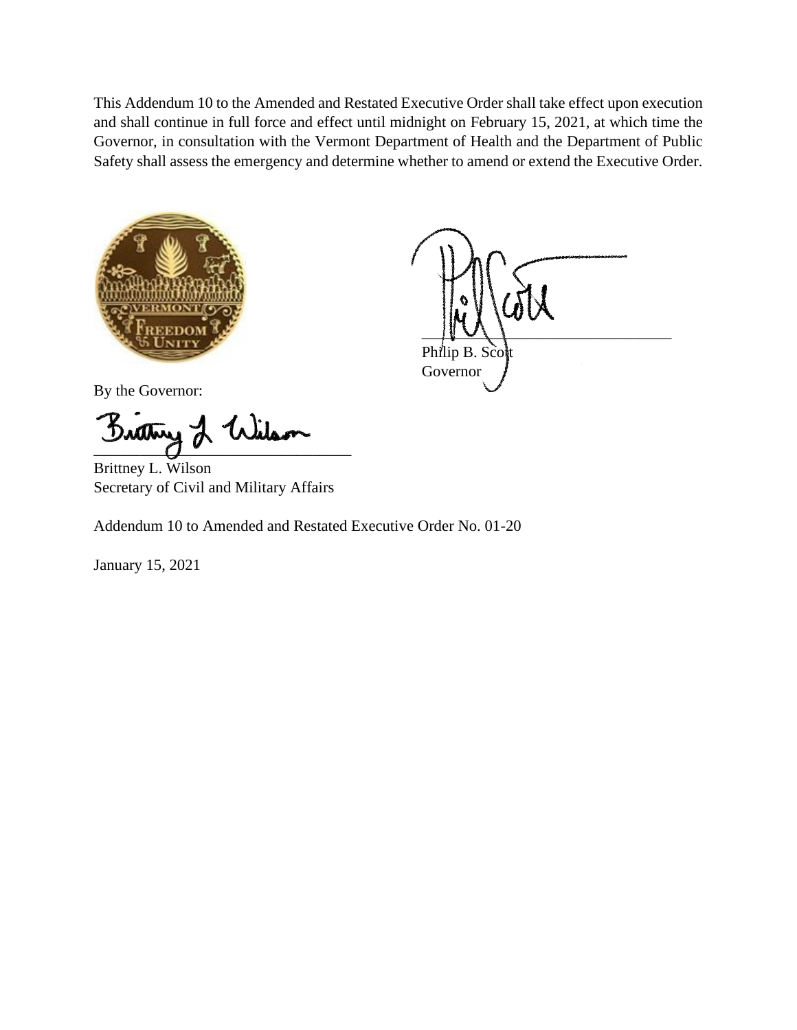This Addendum 10 to the Amended and Restated Executive Order shall take effect upon execution and shall continue in full force and effect until midnight on February 15, 2021, at which time the Governor, in consultation with the Vermont Department of Health and the Department of Public Safety shall assess the emergency and determine whether to amend or extend the Executive Order.

Philip B. Scott
Governor

By the Governor:

Brittney L. Wilson
Secretary of Civil and Military Affairs

Addendum 10 to Amended and Restated Executive Order No. 01-20

January 15, 2021